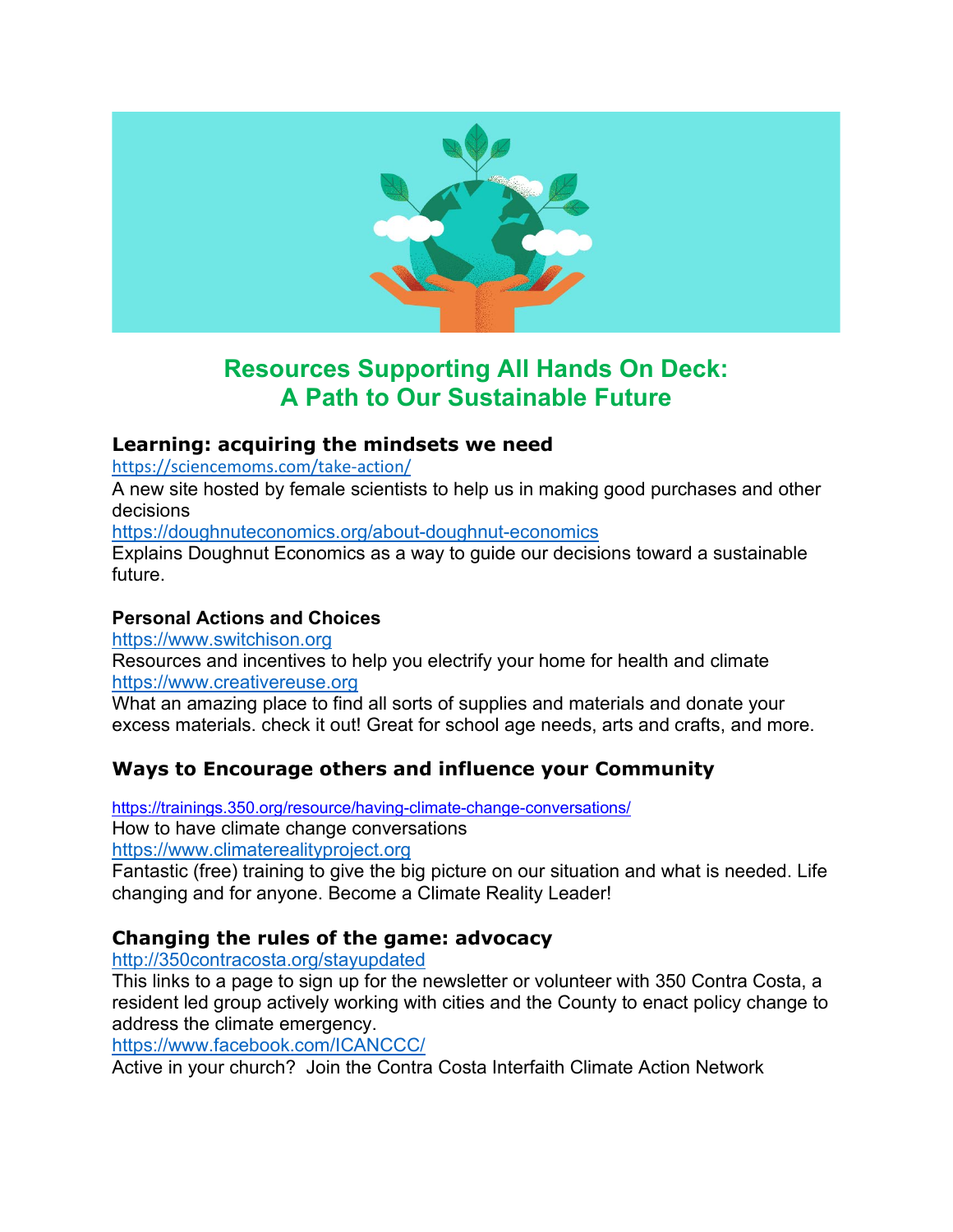# Resources Supporting All Hands On Deck: A Path to Our Sustainable Future

## Learning: acquiring the mindsets we need

https://sciencemoms.com/take-action/
A new site hosted by female scientists to help us in making good purchases and other decisions

https://doughnuteconomics.org/about-doughnut-economics
Explains Doughnut Economics as a way to guide our decisions toward a sustainable future.

### Personal Actions and Choices

https://www.switchison.org
Resources and incentives to help you electrify your home for health and climate

https://www.creativereuse.org
What an amazing place to find all sorts of supplies and materials and donate your excess materials. check it out! Great for school age needs, arts and crafts, and more.

## Ways to Encourage others and influence your Community

https://trainings.350.org/resource/having-climate-change-conversations/
How to have climate change conversations

https://www.climaterealityproject.org
Fantastic (free) training to give the big picture on our situation and what is needed. Life changing and for anyone. Become a Climate Reality Leader!

## Changing the rules of the game: advocacy

http://350contracosta.org/stayupdated
This links to a page to sign up for the newsletter or volunteer with 350 Contra Costa, a resident led group actively working with cities and the County to enact policy change to address the climate emergency.

https://www.facebook.com/ICANCCC/
Active in your church? Join the Contra Costa Interfaith Climate Action Network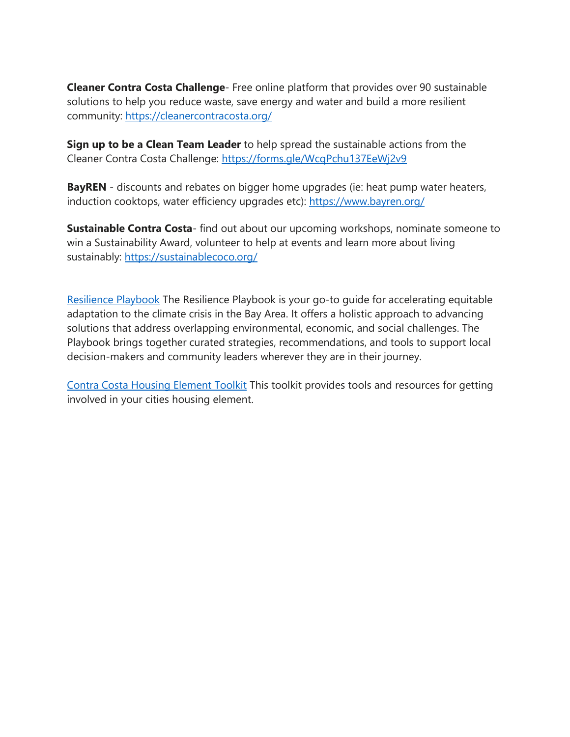**Cleaner Contra Costa Challenge**- Free online platform that provides over 90 sustainable solutions to help you reduce waste, save energy and water and build a more resilient community: [https://cleanercontracosta.org/](https://cleanercontracosta.org/)

**Sign up to be a Clean Team Leader** to help spread the sustainable actions from the Cleaner Contra Costa Challenge: [https://forms.gle/WcqPchu137EeWj2v9](https://forms.gle/WcqPchu137EeWj2v9)

**BayREN** - discounts and rebates on bigger home upgrades (ie: heat pump water heaters, induction cooktops, water efficiency upgrades etc): [https://www.bayren.org/](https://www.bayren.org/)

**Sustainable Contra Costa**- find out about our upcoming workshops, nominate someone to win a Sustainability Award, volunteer to help at events and learn more about living sustainably: [https://sustainablecoco.org/](https://sustainablecoco.org/)

Resilience Playbook The Resilience Playbook is your go-to guide for accelerating equitable adaptation to the climate crisis in the Bay Area. It offers a holistic approach to advancing solutions that address overlapping environmental, economic, and social challenges. The Playbook brings together curated strategies, recommendations, and tools to support local decision-makers and community leaders wherever they are in their journey.

Contra Costa Housing Element Toolkit This toolkit provides tools and resources for getting involved in your cities housing element.